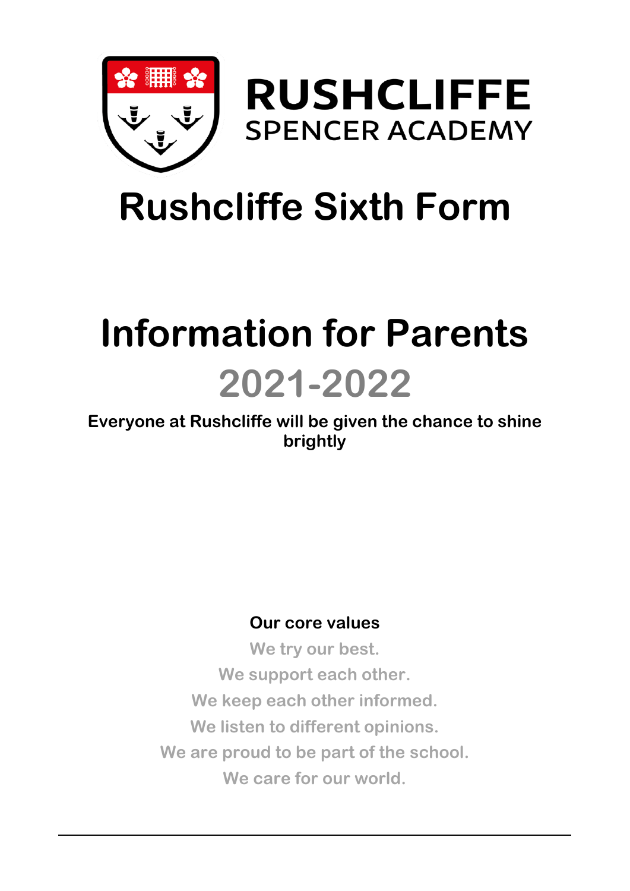**RUSHCLIFFE**
SPENCER ACADEMY

# Rushcliffe Sixth Form

# Information for Parents

## 2021-2022

**Everyone at Rushcliffe will be given the chance to shine brightly**

**Our core values**

We try our best.
We support each other.
We keep each other informed.
We listen to different opinions.
We are proud to be part of the school.
We care for our world.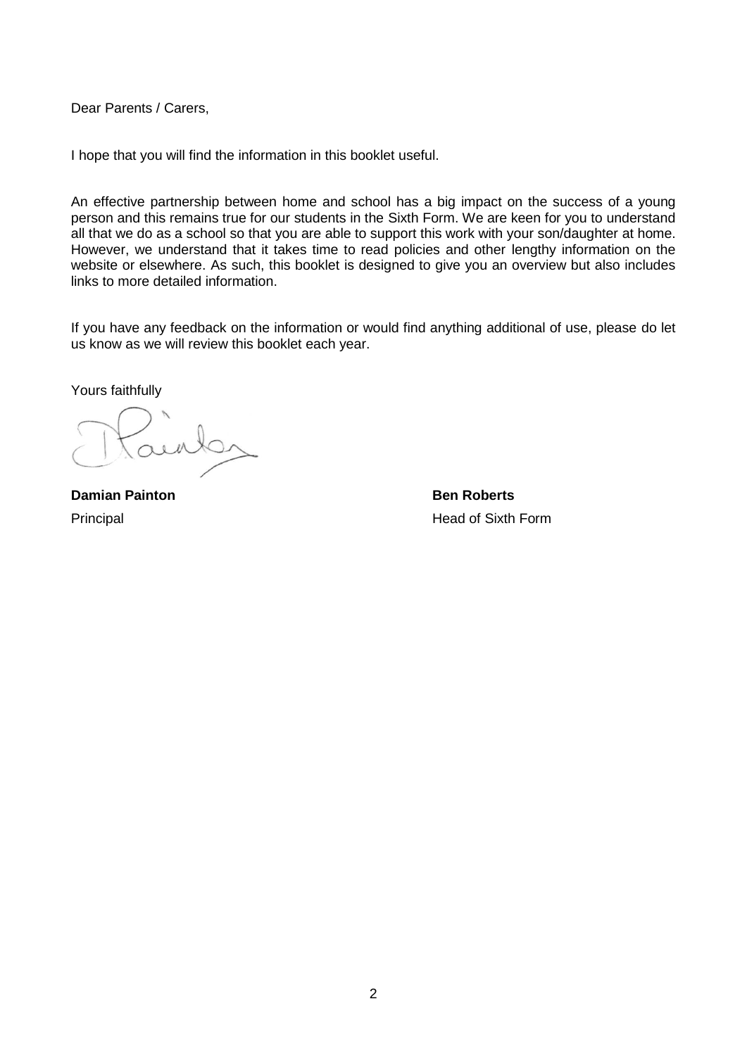Dear Parents / Carers,

I hope that you will find the information in this booklet useful.

An effective partnership between home and school has a big impact on the success of a young person and this remains true for our students in the Sixth Form. We are keen for you to understand all that we do as a school so that you are able to support this work with your son/daughter at home. However, we understand that it takes time to read policies and other lengthy information on the website or elsewhere. As such, this booklet is designed to give you an overview but also includes links to more detailed information.

If you have any feedback on the information or would find anything additional of use, please do let us know as we will review this booklet each year.

Yours faithfully

**Damian Painton**
Principal

**Ben Roberts**
Head of Sixth Form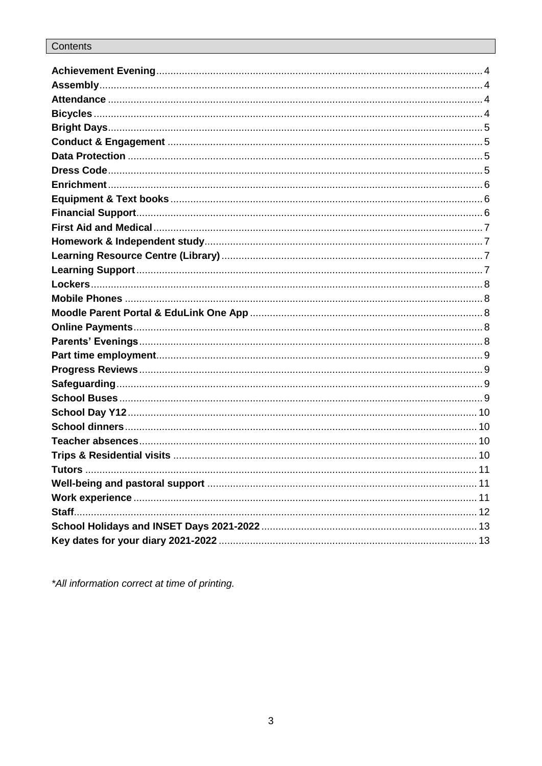## Contents

| | |
|---|---|
| **Achievement Evening** | 4 |
| **Assembly** | 4 |
| **Attendance** | 4 |
| **Bicycles** | 4 |
| **Bright Days** | 5 |
| **Conduct & Engagement** | 5 |
| **Data Protection** | 5 |
| **Dress Code** | 5 |
| **Enrichment** | 6 |
| **Equipment & Text books** | 6 |
| **Financial Support** | 6 |
| **First Aid and Medical** | 7 |
| **Homework & Independent study** | 7 |
| **Learning Resource Centre (Library)** | 7 |
| **Learning Support** | 7 |
| **Lockers** | 8 |
| **Mobile Phones** | 8 |
| **Moodle Parent Portal & EduLink One App** | 8 |
| **Online Payments** | 8 |
| **Parents' Evenings** | 8 |
| **Part time employment** | 9 |
| **Progress Reviews** | 9 |
| **Safeguarding** | 9 |
| **School Buses** | 9 |
| **School Day Y12** | 10 |
| **School dinners** | 10 |
| **Teacher absences** | 10 |
| **Trips & Residential visits** | 10 |
| **Tutors** | 11 |
| **Well-being and pastoral support** | 11 |
| **Work experience** | 11 |
| **Staff** | 12 |
| **School Holidays and INSET Days 2021-2022** | 13 |
| **Key dates for your diary 2021-2022** | 13 |

*All information correct at time of printing.*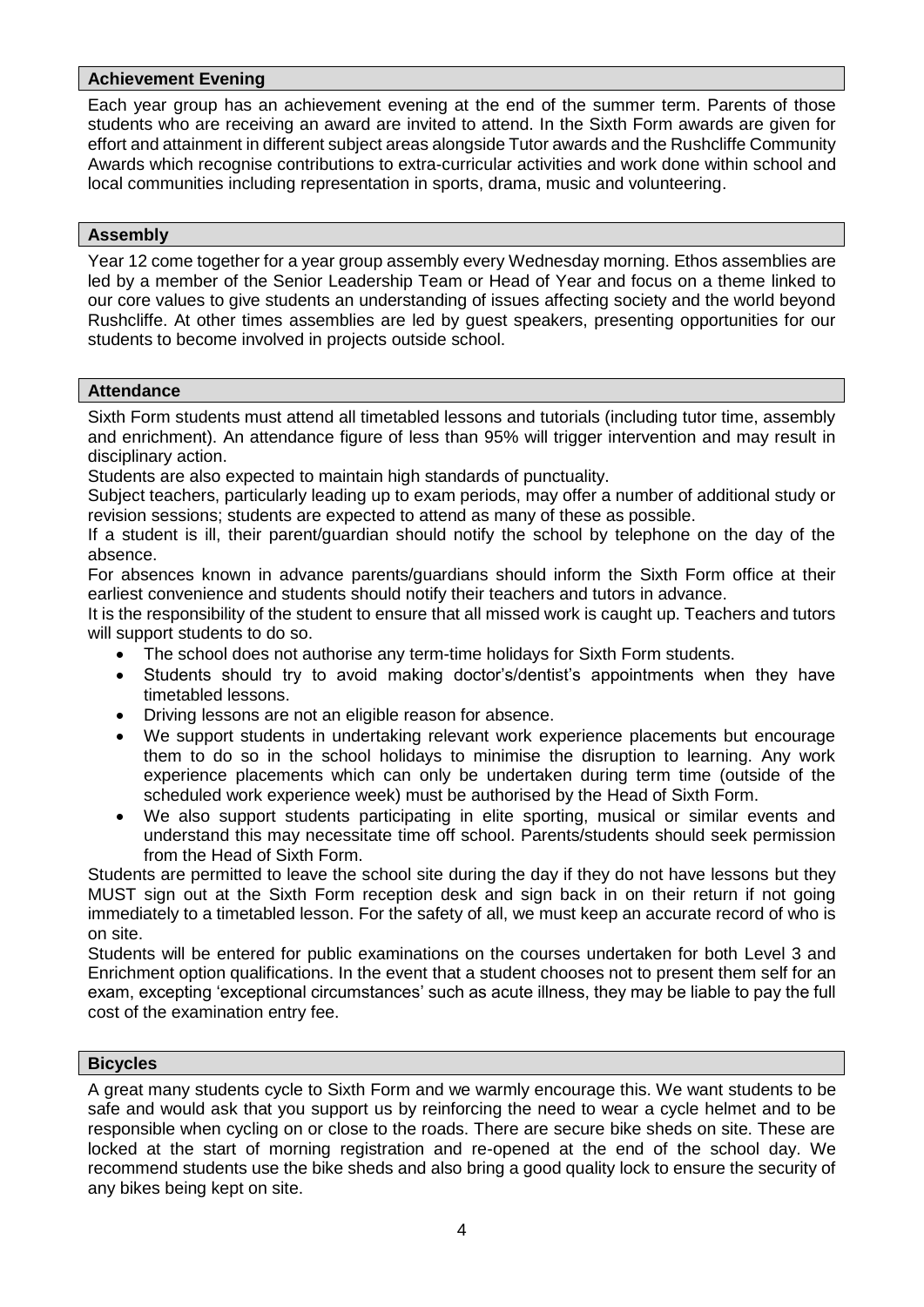## Achievement Evening

Each year group has an achievement evening at the end of the summer term. Parents of those students who are receiving an award are invited to attend. In the Sixth Form awards are given for effort and attainment in different subject areas alongside Tutor awards and the Rushcliffe Community Awards which recognise contributions to extra-curricular activities and work done within school and local communities including representation in sports, drama, music and volunteering.

## Assembly

Year 12 come together for a year group assembly every Wednesday morning. Ethos assemblies are led by a member of the Senior Leadership Team or Head of Year and focus on a theme linked to our core values to give students an understanding of issues affecting society and the world beyond Rushcliffe. At other times assemblies are led by guest speakers, presenting opportunities for our students to become involved in projects outside school.

## Attendance

Sixth Form students must attend all timetabled lessons and tutorials (including tutor time, assembly and enrichment). An attendance figure of less than 95% will trigger intervention and may result in disciplinary action.

Students are also expected to maintain high standards of punctuality.

Subject teachers, particularly leading up to exam periods, may offer a number of additional study or revision sessions; students are expected to attend as many of these as possible.

If a student is ill, their parent/guardian should notify the school by telephone on the day of the absence.

For absences known in advance parents/guardians should inform the Sixth Form office at their earliest convenience and students should notify their teachers and tutors in advance.

It is the responsibility of the student to ensure that all missed work is caught up. Teachers and tutors will support students to do so.

- The school does not authorise any term-time holidays for Sixth Form students.
- Students should try to avoid making doctor's/dentist's appointments when they have timetabled lessons.
- Driving lessons are not an eligible reason for absence.
- We support students in undertaking relevant work experience placements but encourage them to do so in the school holidays to minimise the disruption to learning. Any work experience placements which can only be undertaken during term time (outside of the scheduled work experience week) must be authorised by the Head of Sixth Form.
- We also support students participating in elite sporting, musical or similar events and understand this may necessitate time off school. Parents/students should seek permission from the Head of Sixth Form.

Students are permitted to leave the school site during the day if they do not have lessons but they MUST sign out at the Sixth Form reception desk and sign back in on their return if not going immediately to a timetabled lesson. For the safety of all, we must keep an accurate record of who is on site.

Students will be entered for public examinations on the courses undertaken for both Level 3 and Enrichment option qualifications. In the event that a student chooses not to present them self for an exam, excepting 'exceptional circumstances' such as acute illness, they may be liable to pay the full cost of the examination entry fee.

## Bicycles

A great many students cycle to Sixth Form and we warmly encourage this. We want students to be safe and would ask that you support us by reinforcing the need to wear a cycle helmet and to be responsible when cycling on or close to the roads. There are secure bike sheds on site. These are locked at the start of morning registration and re-opened at the end of the school day. We recommend students use the bike sheds and also bring a good quality lock to ensure the security of any bikes being kept on site.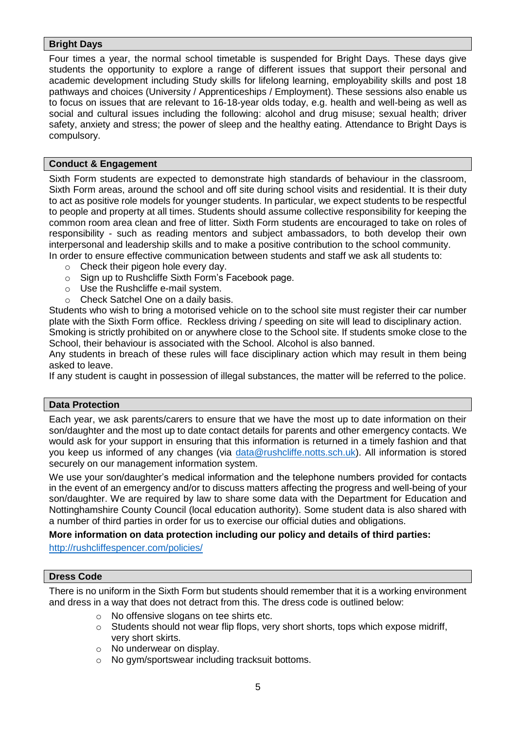## Bright Days

Four times a year, the normal school timetable is suspended for Bright Days. These days give students the opportunity to explore a range of different issues that support their personal and academic development including Study skills for lifelong learning, employability skills and post 18 pathways and choices (University / Apprenticeships / Employment). These sessions also enable us to focus on issues that are relevant to 16-18-year olds today, e.g. health and well-being as well as social and cultural issues including the following: alcohol and drug misuse; sexual health; driver safety, anxiety and stress; the power of sleep and the healthy eating. Attendance to Bright Days is compulsory.

## Conduct & Engagement

Sixth Form students are expected to demonstrate high standards of behaviour in the classroom, Sixth Form areas, around the school and off site during school visits and residential. It is their duty to act as positive role models for younger students. In particular, we expect students to be respectful to people and property at all times. Students should assume collective responsibility for keeping the common room area clean and free of litter. Sixth Form students are encouraged to take on roles of responsibility - such as reading mentors and subject ambassadors, to both develop their own interpersonal and leadership skills and to make a positive contribution to the school community.

In order to ensure effective communication between students and staff we ask all students to:

- Check their pigeon hole every day.
- Sign up to Rushcliffe Sixth Form's Facebook page.
- Use the Rushcliffe e-mail system.
- Check Satchel One on a daily basis.

Students who wish to bring a motorised vehicle on to the school site must register their car number plate with the Sixth Form office. Reckless driving / speeding on site will lead to disciplinary action.

Smoking is strictly prohibited on or anywhere close to the School site. If students smoke close to the School, their behaviour is associated with the School. Alcohol is also banned.

Any students in breach of these rules will face disciplinary action which may result in them being asked to leave.

If any student is caught in possession of illegal substances, the matter will be referred to the police.

## Data Protection

Each year, we ask parents/carers to ensure that we have the most up to date information on their son/daughter and the most up to date contact details for parents and other emergency contacts. We would ask for your support in ensuring that this information is returned in a timely fashion and that you keep us informed of any changes (via data@rushcliffe.notts.sch.uk). All information is stored securely on our management information system.

We use your son/daughter's medical information and the telephone numbers provided for contacts in the event of an emergency and/or to discuss matters affecting the progress and well-being of your son/daughter. We are required by law to share some data with the Department for Education and Nottinghamshire County Council (local education authority). Some student data is also shared with a number of third parties in order for us to exercise our official duties and obligations.

**More information on data protection including our policy and details of third parties:**

http://rushcliffespencer.com/policies/

## Dress Code

There is no uniform in the Sixth Form but students should remember that it is a working environment and dress in a way that does not detract from this. The dress code is outlined below:

- No offensive slogans on tee shirts etc.
- Students should not wear flip flops, very short shorts, tops which expose midriff, very short skirts.
- No underwear on display.
- No gym/sportswear including tracksuit bottoms.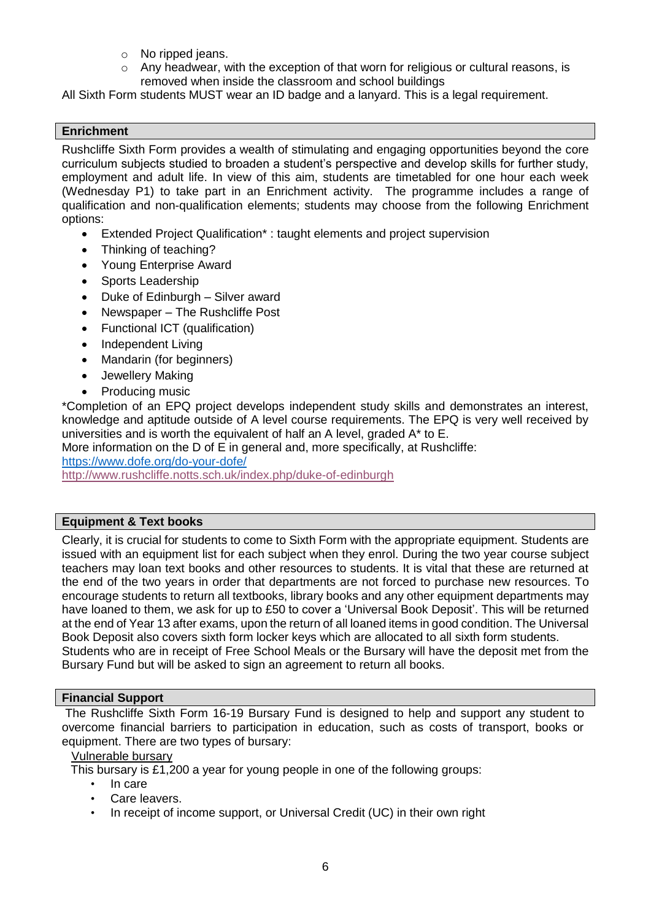- No ripped jeans.
- Any headwear, with the exception of that worn for religious or cultural reasons, is removed when inside the classroom and school buildings

All Sixth Form students MUST wear an ID badge and a lanyard. This is a legal requirement.

## Enrichment

Rushcliffe Sixth Form provides a wealth of stimulating and engaging opportunities beyond the core curriculum subjects studied to broaden a student's perspective and develop skills for further study, employment and adult life. In view of this aim, students are timetabled for one hour each week (Wednesday P1) to take part in an Enrichment activity. The programme includes a range of qualification and non-qualification elements; students may choose from the following Enrichment options:

- Extended Project Qualification* : taught elements and project supervision
- Thinking of teaching?
- Young Enterprise Award
- Sports Leadership
- Duke of Edinburgh – Silver award
- Newspaper – The Rushcliffe Post
- Functional ICT (qualification)
- Independent Living
- Mandarin (for beginners)
- Jewellery Making
- Producing music

*Completion of an EPQ project develops independent study skills and demonstrates an interest, knowledge and aptitude outside of A level course requirements. The EPQ is very well received by universities and is worth the equivalent of half an A level, graded A* to E.

More information on the D of E in general and, more specifically, at Rushcliffe:

https://www.dofe.org/do-your-dofe/

http://www.rushcliffe.notts.sch.uk/index.php/duke-of-edinburgh

## Equipment & Text books

Clearly, it is crucial for students to come to Sixth Form with the appropriate equipment. Students are issued with an equipment list for each subject when they enrol. During the two year course subject teachers may loan text books and other resources to students. It is vital that these are returned at the end of the two years in order that departments are not forced to purchase new resources. To encourage students to return all textbooks, library books and any other equipment departments may have loaned to them, we ask for up to £50 to cover a 'Universal Book Deposit'. This will be returned at the end of Year 13 after exams, upon the return of all loaned items in good condition. The Universal Book Deposit also covers sixth form locker keys which are allocated to all sixth form students. Students who are in receipt of Free School Meals or the Bursary will have the deposit met from the Bursary Fund but will be asked to sign an agreement to return all books.

## Financial Support

The Rushcliffe Sixth Form 16-19 Bursary Fund is designed to help and support any student to overcome financial barriers to participation in education, such as costs of transport, books or equipment. There are two types of bursary:

Vulnerable bursary

This bursary is £1,200 a year for young people in one of the following groups:

- In care
- Care leavers.
- In receipt of income support, or Universal Credit (UC) in their own right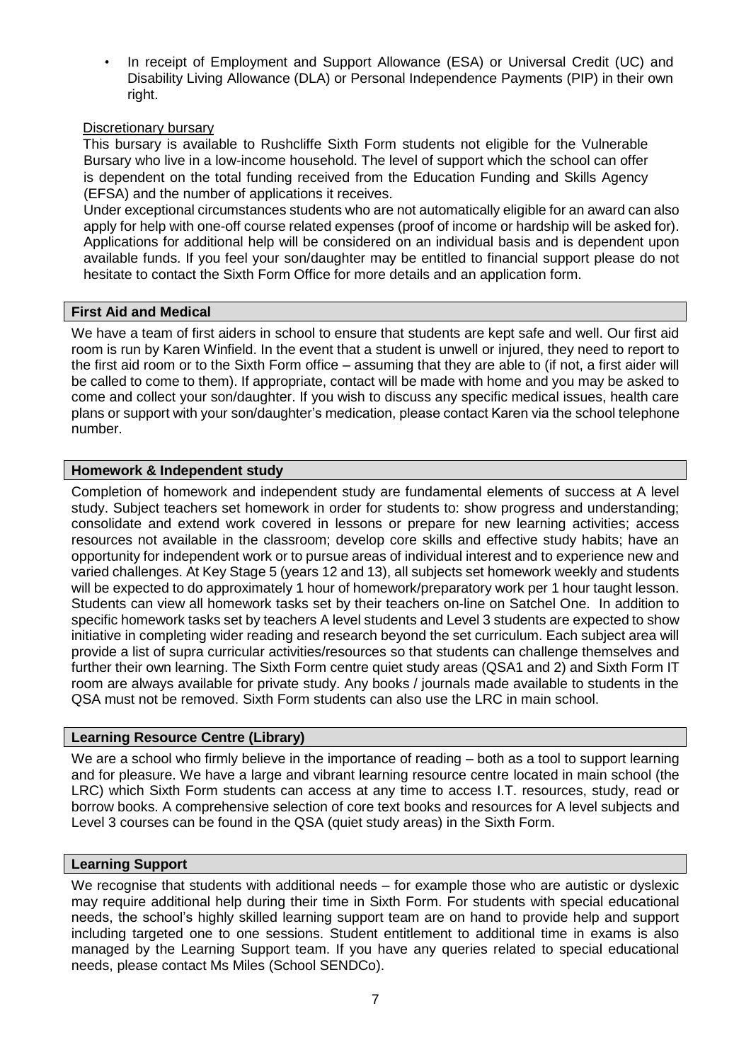- In receipt of Employment and Support Allowance (ESA) or Universal Credit (UC) and Disability Living Allowance (DLA) or Personal Independence Payments (PIP) in their own right.

Discretionary bursary

This bursary is available to Rushcliffe Sixth Form students not eligible for the Vulnerable Bursary who live in a low-income household. The level of support which the school can offer is dependent on the total funding received from the Education Funding and Skills Agency (EFSA) and the number of applications it receives.

Under exceptional circumstances students who are not automatically eligible for an award can also apply for help with one-off course related expenses (proof of income or hardship will be asked for). Applications for additional help will be considered on an individual basis and is dependent upon available funds. If you feel your son/daughter may be entitled to financial support please do not hesitate to contact the Sixth Form Office for more details and an application form.

### First Aid and Medical

We have a team of first aiders in school to ensure that students are kept safe and well. Our first aid room is run by Karen Winfield. In the event that a student is unwell or injured, they need to report to the first aid room or to the Sixth Form office – assuming that they are able to (if not, a first aider will be called to come to them). If appropriate, contact will be made with home and you may be asked to come and collect your son/daughter. If you wish to discuss any specific medical issues, health care plans or support with your son/daughter's medication, please contact Karen via the school telephone number.

### Homework & Independent study

Completion of homework and independent study are fundamental elements of success at A level study. Subject teachers set homework in order for students to: show progress and understanding; consolidate and extend work covered in lessons or prepare for new learning activities; access resources not available in the classroom; develop core skills and effective study habits; have an opportunity for independent work or to pursue areas of individual interest and to experience new and varied challenges. At Key Stage 5 (years 12 and 13), all subjects set homework weekly and students will be expected to do approximately 1 hour of homework/preparatory work per 1 hour taught lesson. Students can view all homework tasks set by their teachers on-line on Satchel One. In addition to specific homework tasks set by teachers A level students and Level 3 students are expected to show initiative in completing wider reading and research beyond the set curriculum. Each subject area will provide a list of supra curricular activities/resources so that students can challenge themselves and further their own learning. The Sixth Form centre quiet study areas (QSA1 and 2) and Sixth Form IT room are always available for private study. Any books / journals made available to students in the QSA must not be removed. Sixth Form students can also use the LRC in main school.

### Learning Resource Centre (Library)

We are a school who firmly believe in the importance of reading – both as a tool to support learning and for pleasure. We have a large and vibrant learning resource centre located in main school (the LRC) which Sixth Form students can access at any time to access I.T. resources, study, read or borrow books. A comprehensive selection of core text books and resources for A level subjects and Level 3 courses can be found in the QSA (quiet study areas) in the Sixth Form.

### Learning Support

We recognise that students with additional needs – for example those who are autistic or dyslexic may require additional help during their time in Sixth Form. For students with special educational needs, the school's highly skilled learning support team are on hand to provide help and support including targeted one to one sessions. Student entitlement to additional time in exams is also managed by the Learning Support team. If you have any queries related to special educational needs, please contact Ms Miles (School SENDCo).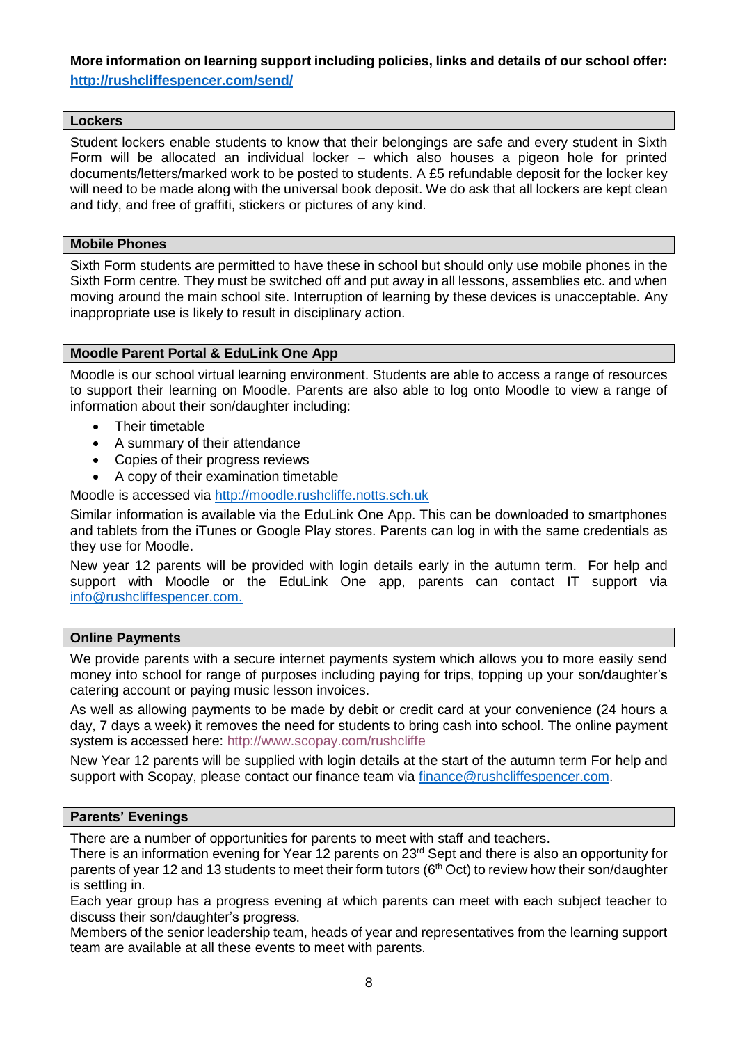**More information on learning support including policies, links and details of our school offer:** **http://rushcliffespencer.com/send/**

## Lockers

Student lockers enable students to know that their belongings are safe and every student in Sixth Form will be allocated an individual locker – which also houses a pigeon hole for printed documents/letters/marked work to be posted to students. A £5 refundable deposit for the locker key will need to be made along with the universal book deposit. We do ask that all lockers are kept clean and tidy, and free of graffiti, stickers or pictures of any kind.

## Mobile Phones

Sixth Form students are permitted to have these in school but should only use mobile phones in the Sixth Form centre. They must be switched off and put away in all lessons, assemblies etc. and when moving around the main school site. Interruption of learning by these devices is unacceptable. Any inappropriate use is likely to result in disciplinary action.

## Moodle Parent Portal & EduLink One App

Moodle is our school virtual learning environment. Students are able to access a range of resources to support their learning on Moodle. Parents are also able to log onto Moodle to view a range of information about their son/daughter including:

- Their timetable
- A summary of their attendance
- Copies of their progress reviews
- A copy of their examination timetable

Moodle is accessed via http://moodle.rushcliffe.notts.sch.uk

Similar information is available via the EduLink One App. This can be downloaded to smartphones and tablets from the iTunes or Google Play stores. Parents can log in with the same credentials as they use for Moodle.

New year 12 parents will be provided with login details early in the autumn term. For help and support with Moodle or the EduLink One app, parents can contact IT support via info@rushcliffespencer.com.

## Online Payments

We provide parents with a secure internet payments system which allows you to more easily send money into school for range of purposes including paying for trips, topping up your son/daughter's catering account or paying music lesson invoices.

As well as allowing payments to be made by debit or credit card at your convenience (24 hours a day, 7 days a week) it removes the need for students to bring cash into school. The online payment system is accessed here: http://www.scopay.com/rushcliffe

New Year 12 parents will be supplied with login details at the start of the autumn term For help and support with Scopay, please contact our finance team via finance@rushcliffespencer.com.

## Parents' Evenings

There are a number of opportunities for parents to meet with staff and teachers.

There is an information evening for Year 12 parents on 23rd Sept and there is also an opportunity for parents of year 12 and 13 students to meet their form tutors (6th Oct) to review how their son/daughter is settling in.

Each year group has a progress evening at which parents can meet with each subject teacher to discuss their son/daughter's progress.

Members of the senior leadership team, heads of year and representatives from the learning support team are available at all these events to meet with parents.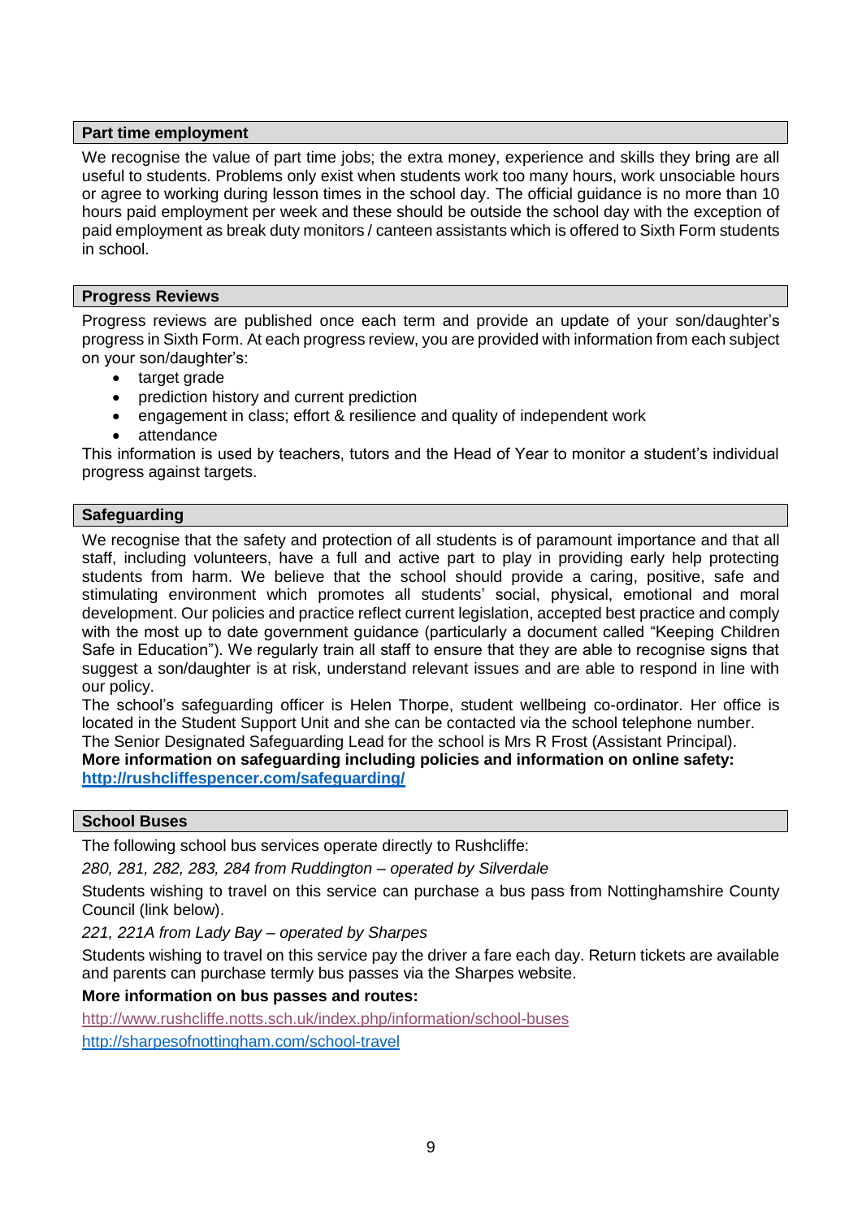## Part time employment

We recognise the value of part time jobs; the extra money, experience and skills they bring are all useful to students. Problems only exist when students work too many hours, work unsociable hours or agree to working during lesson times in the school day. The official guidance is no more than 10 hours paid employment per week and these should be outside the school day with the exception of paid employment as break duty monitors / canteen assistants which is offered to Sixth Form students in school.

## Progress Reviews

Progress reviews are published once each term and provide an update of your son/daughter's progress in Sixth Form. At each progress review, you are provided with information from each subject on your son/daughter's:

- target grade
- prediction history and current prediction
- engagement in class; effort & resilience and quality of independent work
- attendance

This information is used by teachers, tutors and the Head of Year to monitor a student's individual progress against targets.

## Safeguarding

We recognise that the safety and protection of all students is of paramount importance and that all staff, including volunteers, have a full and active part to play in providing early help protecting students from harm. We believe that the school should provide a caring, positive, safe and stimulating environment which promotes all students' social, physical, emotional and moral development. Our policies and practice reflect current legislation, accepted best practice and comply with the most up to date government guidance (particularly a document called "Keeping Children Safe in Education"). We regularly train all staff to ensure that they are able to recognise signs that suggest a son/daughter is at risk, understand relevant issues and are able to respond in line with our policy.

The school's safeguarding officer is Helen Thorpe, student wellbeing co-ordinator. Her office is located in the Student Support Unit and she can be contacted via the school telephone number.

The Senior Designated Safeguarding Lead for the school is Mrs R Frost (Assistant Principal).

**More information on safeguarding including policies and information on online safety:**
**[http://rushcliffespencer.com/safeguarding/](http://rushcliffespencer.com/safeguarding/)**

## School Buses

The following school bus services operate directly to Rushcliffe:

*280, 281, 282, 283, 284 from Ruddington – operated by Silverdale*

Students wishing to travel on this service can purchase a bus pass from Nottinghamshire County Council (link below).

*221, 221A from Lady Bay – operated by Sharpes*

Students wishing to travel on this service pay the driver a fare each day. Return tickets are available and parents can purchase termly bus passes via the Sharpes website.

**More information on bus passes and routes:**

[http://www.rushcliffe.notts.sch.uk/index.php/information/school-buses](http://www.rushcliffe.notts.sch.uk/index.php/information/school-buses)

[http://sharpesofnottingham.com/school-travel](http://sharpesofnottingham.com/school-travel)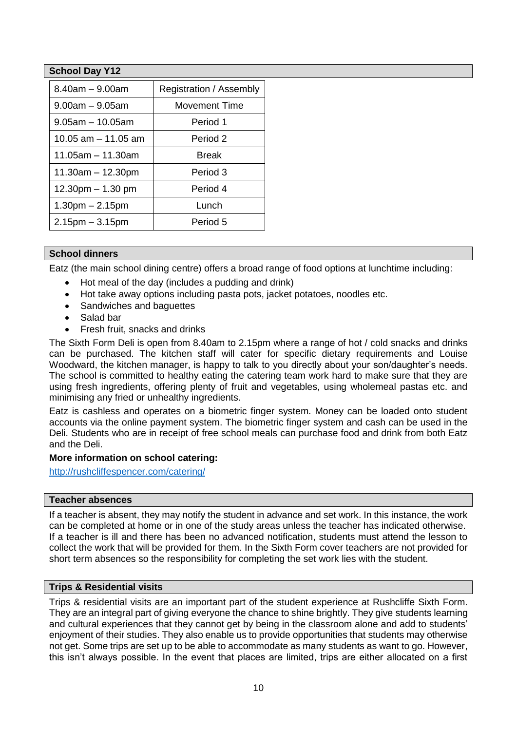## School Day Y12

| 8.40am – 9.00am | Registration / Assembly |
|---|---|
| 9.00am – 9.05am | Movement Time |
| 9.05am – 10.05am | Period 1 |
| 10.05 am – 11.05 am | Period 2 |
| 11.05am – 11.30am | Break |
| 11.30am – 12.30pm | Period 3 |
| 12.30pm – 1.30 pm | Period 4 |
| 1.30pm – 2.15pm | Lunch |
| 2.15pm – 3.15pm | Period 5 |

## School dinners

Eatz (the main school dining centre) offers a broad range of food options at lunchtime including:

- Hot meal of the day (includes a pudding and drink)
- Hot take away options including pasta pots, jacket potatoes, noodles etc.
- Sandwiches and baguettes
- Salad bar
- Fresh fruit, snacks and drinks

The Sixth Form Deli is open from 8.40am to 2.15pm where a range of hot / cold snacks and drinks can be purchased. The kitchen staff will cater for specific dietary requirements and Louise Woodward, the kitchen manager, is happy to talk to you directly about your son/daughter's needs. The school is committed to healthy eating the catering team work hard to make sure that they are using fresh ingredients, offering plenty of fruit and vegetables, using wholemeal pastas etc. and minimising any fried or unhealthy ingredients.

Eatz is cashless and operates on a biometric finger system. Money can be loaded onto student accounts via the online payment system. The biometric finger system and cash can be used in the Deli. Students who are in receipt of free school meals can purchase food and drink from both Eatz and the Deli.

**More information on school catering:**

http://rushcliffespencer.com/catering/

## Teacher absences

If a teacher is absent, they may notify the student in advance and set work. In this instance, the work can be completed at home or in one of the study areas unless the teacher has indicated otherwise. If a teacher is ill and there has been no advanced notification, students must attend the lesson to collect the work that will be provided for them. In the Sixth Form cover teachers are not provided for short term absences so the responsibility for completing the set work lies with the student.

## Trips & Residential visits

Trips & residential visits are an important part of the student experience at Rushcliffe Sixth Form. They are an integral part of giving everyone the chance to shine brightly. They give students learning and cultural experiences that they cannot get by being in the classroom alone and add to students' enjoyment of their studies. They also enable us to provide opportunities that students may otherwise not get. Some trips are set up to be able to accommodate as many students as want to go. However, this isn't always possible. In the event that places are limited, trips are either allocated on a first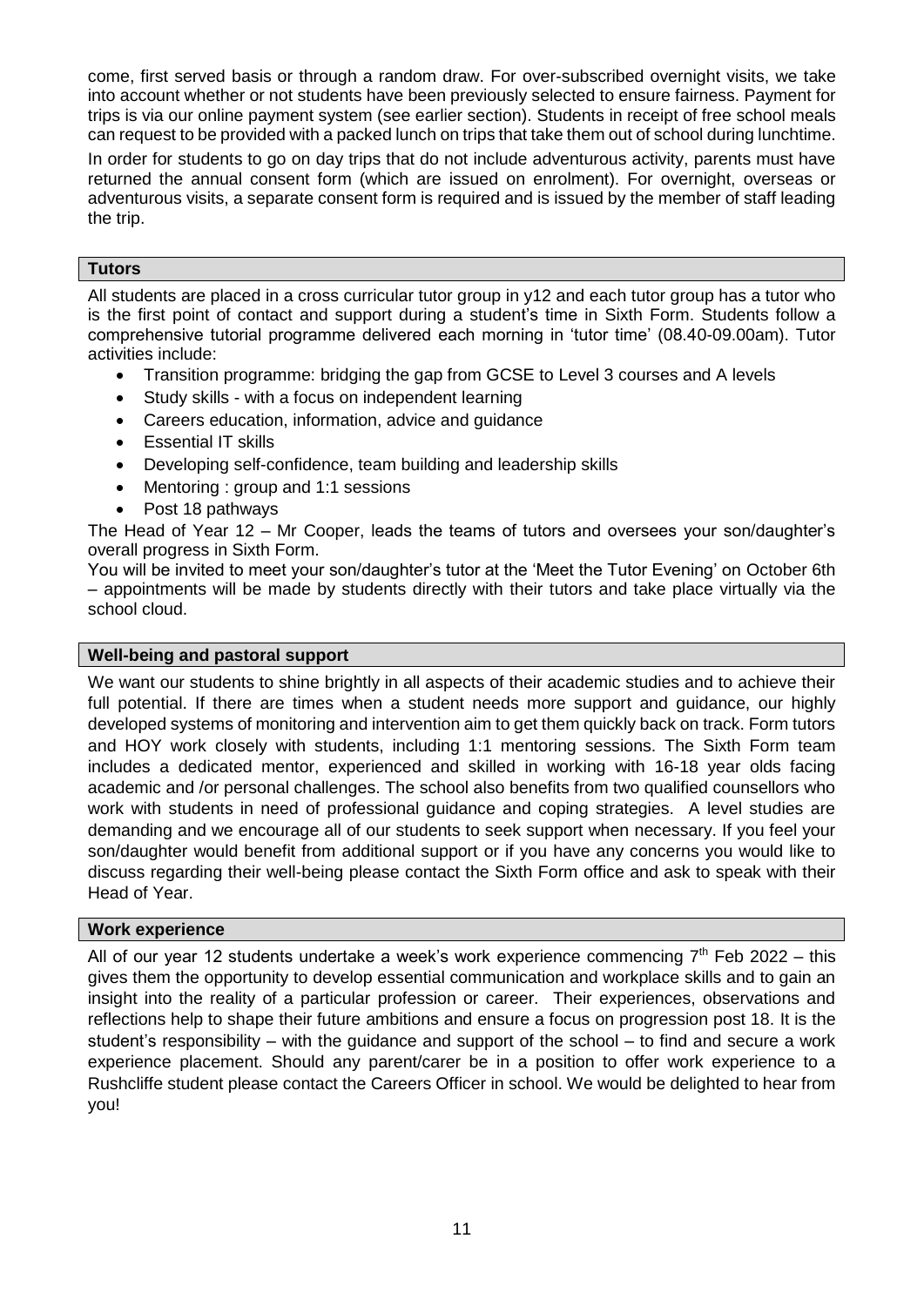come, first served basis or through a random draw. For over-subscribed overnight visits, we take into account whether or not students have been previously selected to ensure fairness. Payment for trips is via our online payment system (see earlier section). Students in receipt of free school meals can request to be provided with a packed lunch on trips that take them out of school during lunchtime.

In order for students to go on day trips that do not include adventurous activity, parents must have returned the annual consent form (which are issued on enrolment). For overnight, overseas or adventurous visits, a separate consent form is required and is issued by the member of staff leading the trip.

## Tutors

All students are placed in a cross curricular tutor group in y12 and each tutor group has a tutor who is the first point of contact and support during a student's time in Sixth Form. Students follow a comprehensive tutorial programme delivered each morning in 'tutor time' (08.40-09.00am). Tutor activities include:

- Transition programme: bridging the gap from GCSE to Level 3 courses and A levels
- Study skills - with a focus on independent learning
- Careers education, information, advice and guidance
- Essential IT skills
- Developing self-confidence, team building and leadership skills
- Mentoring : group and 1:1 sessions
- Post 18 pathways

The Head of Year 12 – Mr Cooper, leads the teams of tutors and oversees your son/daughter's overall progress in Sixth Form.

You will be invited to meet your son/daughter's tutor at the 'Meet the Tutor Evening' on October 6th – appointments will be made by students directly with their tutors and take place virtually via the school cloud.

## Well-being and pastoral support

We want our students to shine brightly in all aspects of their academic studies and to achieve their full potential. If there are times when a student needs more support and guidance, our highly developed systems of monitoring and intervention aim to get them quickly back on track. Form tutors and HOY work closely with students, including 1:1 mentoring sessions. The Sixth Form team includes a dedicated mentor, experienced and skilled in working with 16-18 year olds facing academic and /or personal challenges. The school also benefits from two qualified counsellors who work with students in need of professional guidance and coping strategies. A level studies are demanding and we encourage all of our students to seek support when necessary. If you feel your son/daughter would benefit from additional support or if you have any concerns you would like to discuss regarding their well-being please contact the Sixth Form office and ask to speak with their Head of Year.

## Work experience

All of our year 12 students undertake a week's work experience commencing 7th Feb 2022 – this gives them the opportunity to develop essential communication and workplace skills and to gain an insight into the reality of a particular profession or career. Their experiences, observations and reflections help to shape their future ambitions and ensure a focus on progression post 18. It is the student's responsibility – with the guidance and support of the school – to find and secure a work experience placement. Should any parent/carer be in a position to offer work experience to a Rushcliffe student please contact the Careers Officer in school. We would be delighted to hear from you!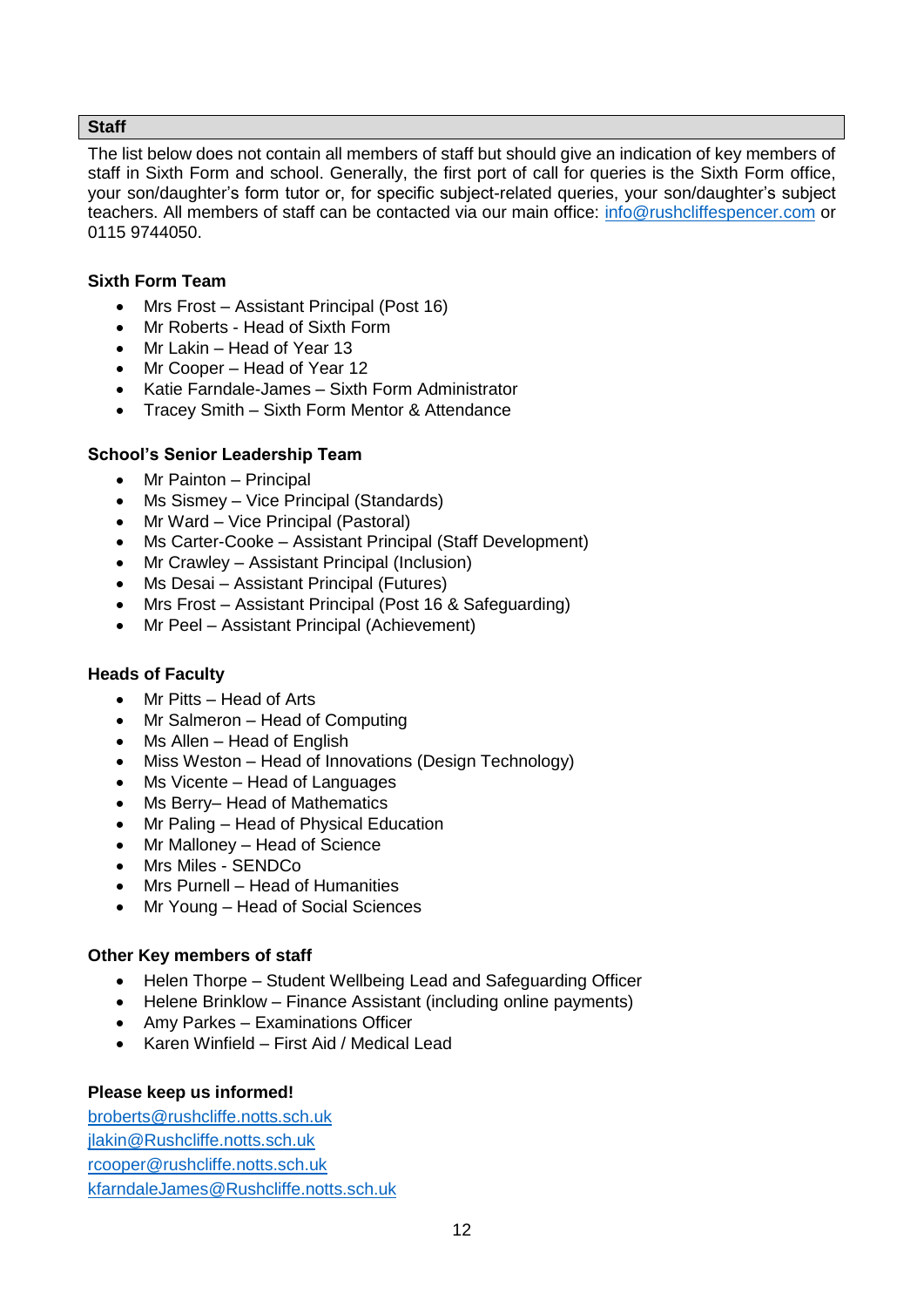## Staff

The list below does not contain all members of staff but should give an indication of key members of staff in Sixth Form and school. Generally, the first port of call for queries is the Sixth Form office, your son/daughter's form tutor or, for specific subject-related queries, your son/daughter's subject teachers. All members of staff can be contacted via our main office: info@rushcliffespencer.com or 0115 9744050.

### Sixth Form Team

- Mrs Frost – Assistant Principal (Post 16)
- Mr Roberts - Head of Sixth Form
- Mr Lakin – Head of Year 13
- Mr Cooper – Head of Year 12
- Katie Farndale-James – Sixth Form Administrator
- Tracey Smith – Sixth Form Mentor & Attendance

### School's Senior Leadership Team

- Mr Painton – Principal
- Ms Sismey – Vice Principal (Standards)
- Mr Ward – Vice Principal (Pastoral)
- Ms Carter-Cooke – Assistant Principal (Staff Development)
- Mr Crawley – Assistant Principal (Inclusion)
- Ms Desai – Assistant Principal (Futures)
- Mrs Frost – Assistant Principal (Post 16 & Safeguarding)
- Mr Peel – Assistant Principal (Achievement)

### Heads of Faculty

- Mr Pitts – Head of Arts
- Mr Salmeron – Head of Computing
- Ms Allen – Head of English
- Miss Weston – Head of Innovations (Design Technology)
- Ms Vicente – Head of Languages
- Ms Berry– Head of Mathematics
- Mr Paling – Head of Physical Education
- Mr Malloney – Head of Science
- Mrs Miles - SENDCo
- Mrs Purnell – Head of Humanities
- Mr Young – Head of Social Sciences

### Other Key members of staff

- Helen Thorpe – Student Wellbeing Lead and Safeguarding Officer
- Helene Brinklow – Finance Assistant (including online payments)
- Amy Parkes – Examinations Officer
- Karen Winfield – First Aid / Medical Lead

### Please keep us informed!

broberts@rushcliffe.notts.sch.uk
jlakin@Rushcliffe.notts.sch.uk
rcooper@rushcliffe.notts.sch.uk
kfarndaleJames@Rushcliffe.notts.sch.uk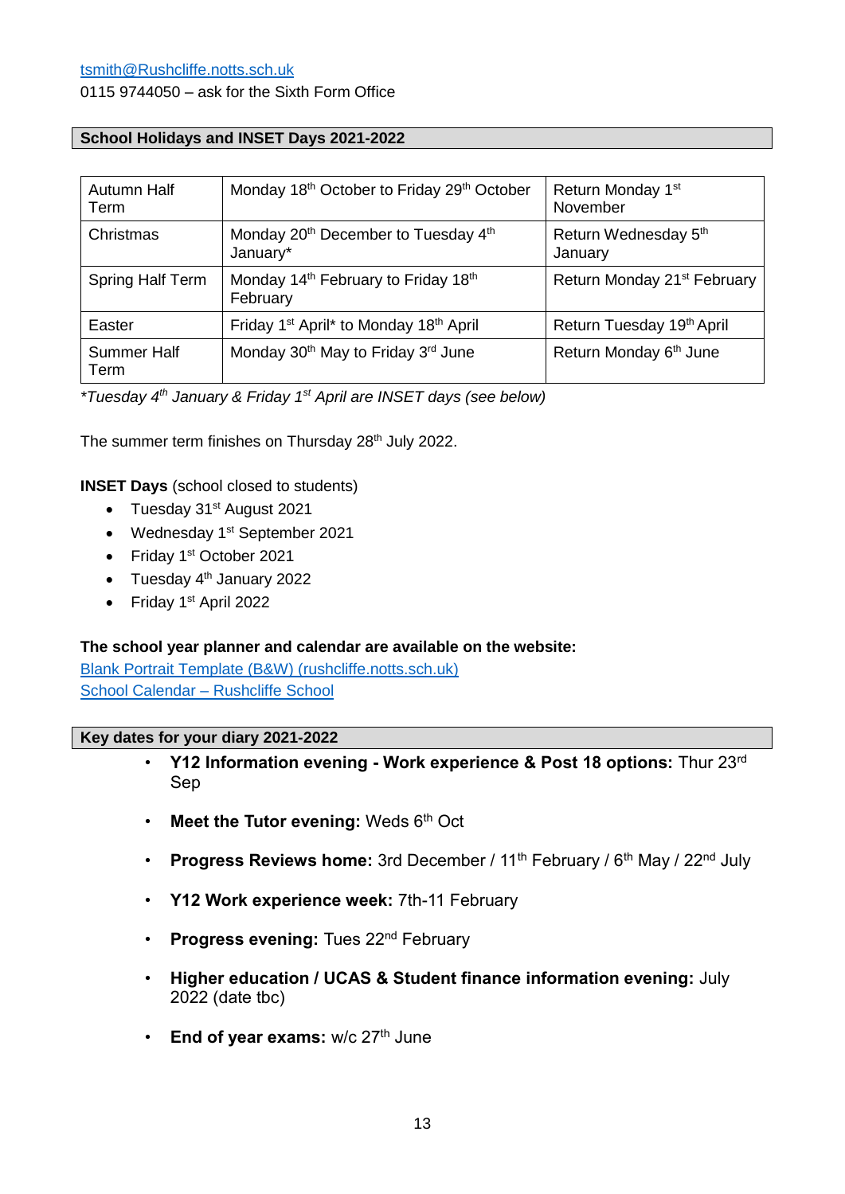[tsmith@Rushcliffe.notts.sch.uk](mailto:tsmith@Rushcliffe.notts.sch.uk)
0115 9744050 – ask for the Sixth Form Office

## School Holidays and INSET Days 2021-2022

| | | |
|---|---|---|
| Autumn Half Term | Monday 18th October to Friday 29th October | Return Monday 1st November |
| Christmas | Monday 20th December to Tuesday 4th January* | Return Wednesday 5th January |
| Spring Half Term | Monday 14th February to Friday 18th February | Return Monday 21st February |
| Easter | Friday 1st April* to Monday 18th April | Return Tuesday 19th April |
| Summer Half Term | Monday 30th May to Friday 3rd June | Return Monday 6th June |

*\*Tuesday 4th January & Friday 1st April are INSET days (see below)*

The summer term finishes on Thursday 28th July 2022.

**INSET Days** (school closed to students)

- Tuesday 31st August 2021
- Wednesday 1st September 2021
- Friday 1st October 2021
- Tuesday 4th January 2022
- Friday 1st April 2022

**The school year planner and calendar are available on the website:**
[Blank Portrait Template (B&W) (rushcliffe.notts.sch.uk)]()
[School Calendar – Rushcliffe School]()

## Key dates for your diary 2021-2022

- **Y12 Information evening - Work experience & Post 18 options:** Thur 23rd Sep
- **Meet the Tutor evening:** Weds 6th Oct
- **Progress Reviews home:** 3rd December / 11th February / 6th May / 22nd July
- **Y12 Work experience week:** 7th-11 February
- **Progress evening:** Tues 22nd February
- **Higher education / UCAS & Student finance information evening:** July 2022 (date tbc)
- **End of year exams:** w/c 27th June